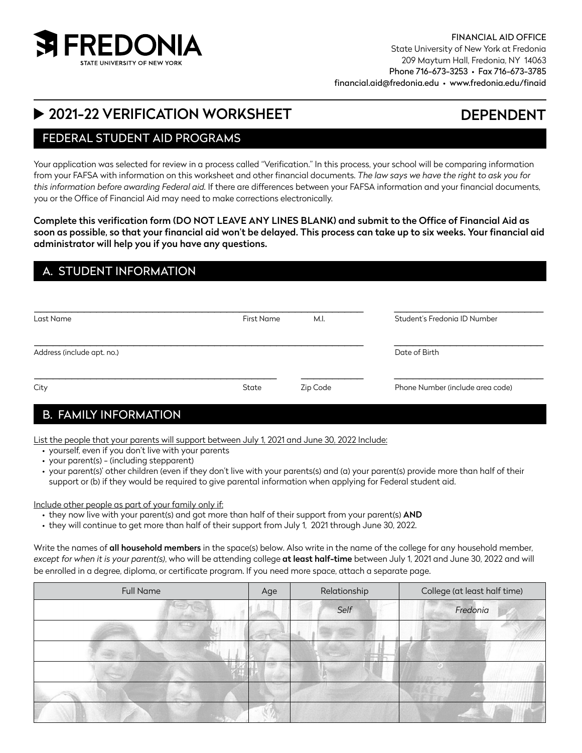FREDONIA
STATE UNIVERSITY OF NEW YORK

FINANCIAL AID OFFICE
State University of New York at Fredonia
209 Maytum Hall, Fredonia, NY 14063
Phone 716-673-3253 • Fax 716-673-3785
financial.aid@fredonia.edu • www.fredonia.edu/finaid

# 2021-22 VERIFICATION WORKSHEET — DEPENDENT

## FEDERAL STUDENT AID PROGRAMS

Your application was selected for review in a process called "Verification." In this process, your school will be comparing information from your FAFSA with information on this worksheet and other financial documents. *The law says we have the right to ask you for this information before awarding Federal aid.* If there are differences between your FAFSA information and your financial documents, you or the Office of Financial Aid may need to make corrections electronically.

**Complete this verification form (DO NOT LEAVE ANY LINES BLANK) and submit to the Office of Financial Aid as soon as possible, so that your financial aid won't be delayed. This process can take up to six weeks. Your financial aid administrator will help you if you have any questions.**

## A. STUDENT INFORMATION

Last Name ______ First Name ______ M.I. ______ Student's Fredonia ID Number ______

Address (include apt. no.) ______ Date of Birth ______

City ______ State ______ Zip Code ______ Phone Number (include area code) ______

## B. FAMILY INFORMATION

List the people that your parents will support between July 1, 2021 and June 30, 2022 Include:

- yourself, even if you don't live with your parents
- your parent(s) – (including stepparent)
- your parent(s)' other children (even if they don't live with your parents(s) and (a) your parent(s) provide more than half of their support or (b) if they would be required to give parental information when applying for Federal student aid.

Include other people as part of your family only if:

- they now live with your parent(s) and got more than half of their support from your parent(s) **AND**
- they will continue to get more than half of their support from July 1, 2021 through June 30, 2022.

Write the names of **all household members** in the space(s) below. Also write in the name of the college for any household member, *except for when it is your parent(s)*, who will be attending college **at least half-time** between July 1, 2021 and June 30, 2022 and will be enrolled in a degree, diploma, or certificate program. If you need more space, attach a separate page.

| Full Name | Age | Relationship | College (at least half time) |
|---|---|---|---|
| | | *Self* | *Fredonia* |
| | | | |
| | | | |
| | | | |
| | | | |
| | | | |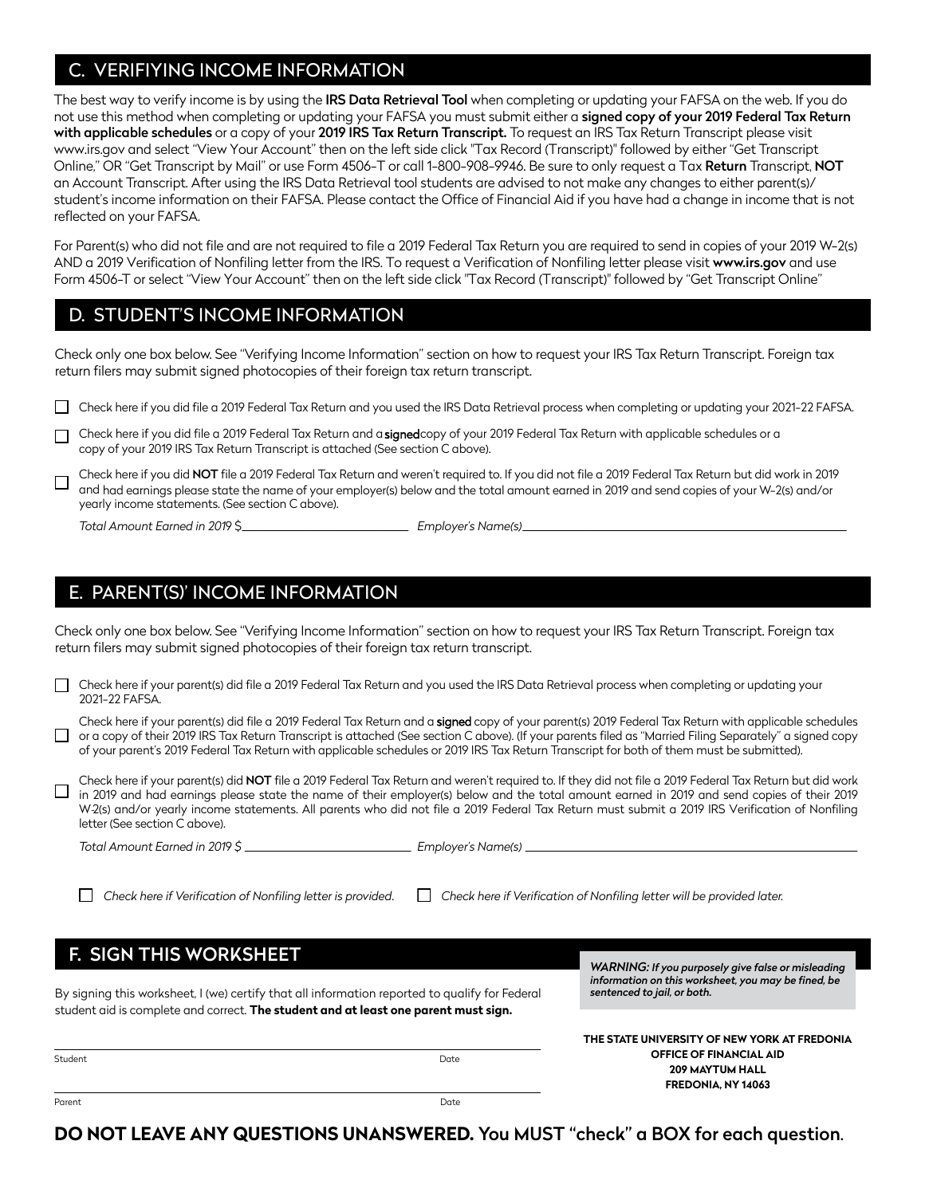## C. VERIFIYING INCOME INFORMATION

The best way to verify income is by using the **IRS Data Retrieval Tool** when completing or updating your FAFSA on the web. If you do not use this method when completing or updating your FAFSA you must submit either a **signed copy of your 2019 Federal Tax Return with applicable schedules** or a copy of your **2019 IRS Tax Return Transcript.** To request an IRS Tax Return Transcript please visit www.irs.gov and select "View Your Account" then on the left side click "Tax Record (Transcript)" followed by either "Get Transcript Online," OR "Get Transcript by Mail" or use Form 4506-T or call 1-800-908-9946. Be sure to only request a Tax **Return** Transcript, **NOT** an Account Transcript. After using the IRS Data Retrieval tool students are advised to not make any changes to either parent(s)/ student's income information on their FAFSA. Please contact the Office of Financial Aid if you have had a change in income that is not reflected on your FAFSA.

For Parent(s) who did not file and are not required to file a 2019 Federal Tax Return you are required to send in copies of your 2019 W-2(s) AND a 2019 Verification of Nonfiling letter from the IRS. To request a Verification of Nonfiling letter please visit **www.irs.gov** and use Form 4506-T or select "View Your Account" then on the left side click "Tax Record (Transcript)" followed by "Get Transcript Online"

## D. STUDENT'S INCOME INFORMATION

Check only one box below. See "Verifying Income Information" section on how to request your IRS Tax Return Transcript. Foreign tax return filers may submit signed photocopies of their foreign tax return transcript.

☐ Check here if you did file a 2019 Federal Tax Return and you used the IRS Data Retrieval process when completing or updating your 2021-22 FAFSA.

☐ Check here if you did file a 2019 Federal Tax Return and a **signed** copy of your 2019 Federal Tax Return with applicable schedules or a copy of your 2019 IRS Tax Return Transcript is attached (See section C above).

☐ Check here if you did **NOT** file a 2019 Federal Tax Return and weren't required to. If you did not file a 2019 Federal Tax Return but did work in 2019 and had earnings please state the name of your employer(s) below and the total amount earned in 2019 and send copies of your W-2(s) and/or yearly income statements. (See section C above).

*Total Amount Earned in 2019* $\_\_\_\_\_\_\_\_\_\_\_\_\_\_\_\_\_\_\_\_ *Employer's Name(s)*\_\_\_\_\_\_\_\_\_\_\_\_\_\_\_\_\_\_\_\_\_\_\_\_\_\_\_\_\_\_\_\_\_\_\_\_\_\_\_\_

## E. PARENT(S)' INCOME INFORMATION

Check only one box below. See "Verifying Income Information" section on how to request your IRS Tax Return Transcript. Foreign tax return filers may submit signed photocopies of their foreign tax return transcript.

☐ Check here if your parent(s) did file a 2019 Federal Tax Return and you used the IRS Data Retrieval process when completing or updating your 2021-22 FAFSA.

☐ Check here if your parent(s) did file a 2019 Federal Tax Return and a **signed** copy of your parent(s) 2019 Federal Tax Return with applicable schedules or a copy of their 2019 IRS Tax Return Transcript is attached (See section C above). (If your parents filed as "Married Filing Separately" a signed copy of your parent's 2019 Federal Tax Return with applicable schedules or 2019 IRS Tax Return Transcript for both of them must be submitted).

☐ Check here if your parent(s) did **NOT** file a 2019 Federal Tax Return and weren't required to. If they did not file a 2019 Federal Tax Return but did work in 2019 and had earnings please state the name of their employer(s) below and the total amount earned in 2019 and send copies of their 2019 W-2(s) and/or yearly income statements. All parents who did not file a 2019 Federal Tax Return must submit a 2019 IRS Verification of Nonfiling letter (See section C above).

*Total Amount Earned in 2019 $* \_\_\_\_\_\_\_\_\_\_\_\_\_\_\_\_\_\_\_\_ *Employer's Name(s)* \_\_\_\_\_\_\_\_\_\_\_\_\_\_\_\_\_\_\_\_\_\_\_\_\_\_\_\_\_\_\_\_\_\_\_\_\_\_\_\_

☐ *Check here if Verification of Nonfiling letter is provided.* ☐ *Check here if Verification of Nonfiling letter will be provided later.*

## F. SIGN THIS WORKSHEET

By signing this worksheet, I (we) certify that all information reported to qualify for Federal student aid is complete and correct. **The student and at least one parent must sign.**

***WARNING:** If you purposely give false or misleading information on this worksheet, you may be fined, be sentenced to jail, or both.*

\_\_\_\_\_\_\_\_\_\_\_\_\_\_\_\_\_\_\_\_\_\_\_\_\_\_\_\_\_\_\_\_\_\_\_\_\_\_\_\_
Student Date

\_\_\_\_\_\_\_\_\_\_\_\_\_\_\_\_\_\_\_\_\_\_\_\_\_\_\_\_\_\_\_\_\_\_\_\_\_\_\_\_
Parent Date

**THE STATE UNIVERSITY OF NEW YORK AT FREDONIA**
**OFFICE OF FINANCIAL AID**
**209 MAYTUM HALL**
**FREDONIA, NY 14063**

**DO NOT LEAVE ANY QUESTIONS UNANSWERED. You MUST "check" a BOX for each question.**